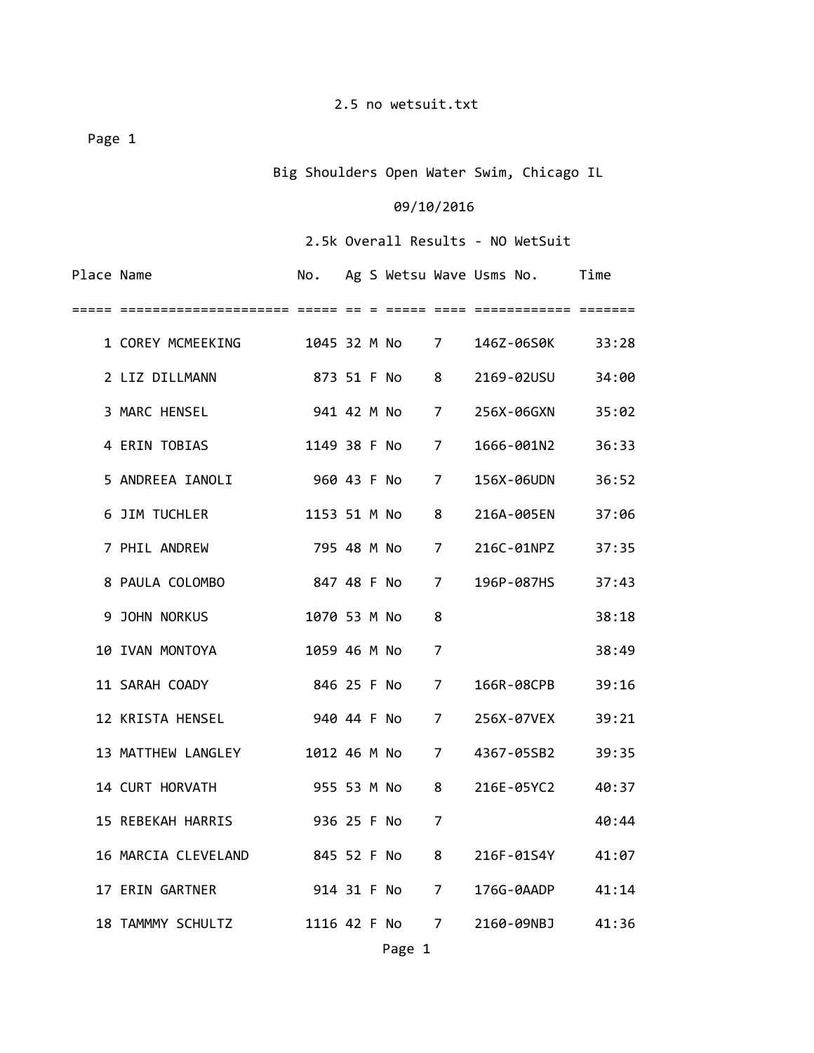# Big Shoulders Open Water Swim, Chicago IL

09/10/2016

## 2.5k Overall Results - NO WetSuit

| Place | Name | No. | Ag | S | Wetsu | Wave | Usms No. | Time |
|---|---|---|---|---|---|---|---|---|
| 1 | COREY MCMEEKING | 1045 | 32 | M | No | 7 | 146Z-06S0K | 33:28 |
| 2 | LIZ DILLMANN | 873 | 51 | F | No | 8 | 2169-02USU | 34:00 |
| 3 | MARC HENSEL | 941 | 42 | M | No | 7 | 256X-06GXN | 35:02 |
| 4 | ERIN TOBIAS | 1149 | 38 | F | No | 7 | 1666-001N2 | 36:33 |
| 5 | ANDREEA IANOLI | 960 | 43 | F | No | 7 | 156X-06UDN | 36:52 |
| 6 | JIM TUCHLER | 1153 | 51 | M | No | 8 | 216A-005EN | 37:06 |
| 7 | PHIL ANDREW | 795 | 48 | M | No | 7 | 216C-01NPZ | 37:35 |
| 8 | PAULA COLOMBO | 847 | 48 | F | No | 7 | 196P-087HS | 37:43 |
| 9 | JOHN NORKUS | 1070 | 53 | M | No | 8 | | 38:18 |
| 10 | IVAN MONTOYA | 1059 | 46 | M | No | 7 | | 38:49 |
| 11 | SARAH COADY | 846 | 25 | F | No | 7 | 166R-08CPB | 39:16 |
| 12 | KRISTA HENSEL | 940 | 44 | F | No | 7 | 256X-07VEX | 39:21 |
| 13 | MATTHEW LANGLEY | 1012 | 46 | M | No | 7 | 4367-05SB2 | 39:35 |
| 14 | CURT HORVATH | 955 | 53 | M | No | 8 | 216E-05YC2 | 40:37 |
| 15 | REBEKAH HARRIS | 936 | 25 | F | No | 7 | | 40:44 |
| 16 | MARCIA CLEVELAND | 845 | 52 | F | No | 8 | 216F-01S4Y | 41:07 |
| 17 | ERIN GARTNER | 914 | 31 | F | No | 7 | 176G-0AADP | 41:14 |
| 18 | TAMMMY SCHULTZ | 1116 | 42 | F | No | 7 | 2160-09NBJ | 41:36 |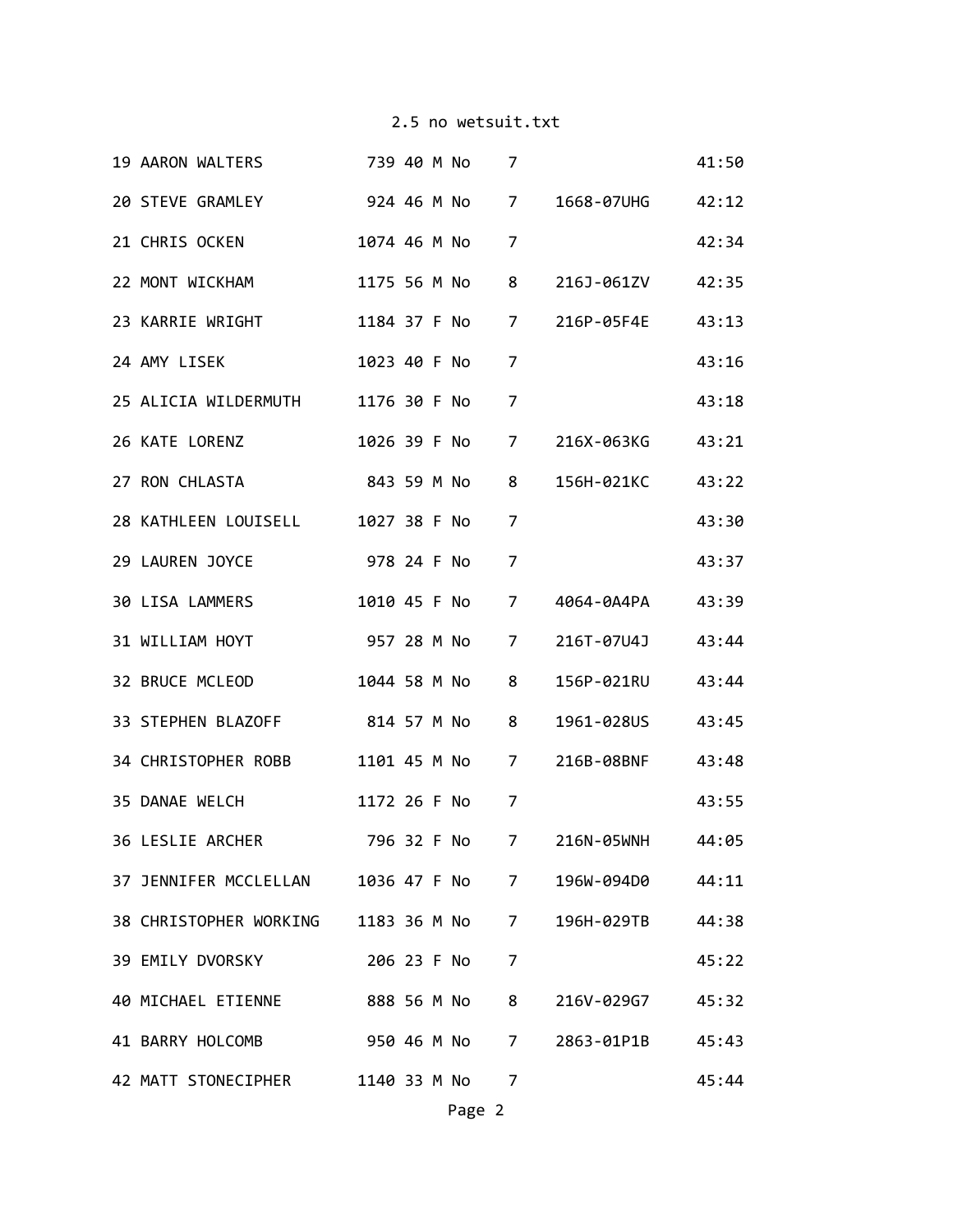2.5 no wetsuit.txt

| Place | Name | Bib | Age | Sex | Wetsuit | Group | ID | Time |
|---|---|---|---|---|---|---|---|---|
| 19 | AARON WALTERS | 739 | 40 | M | No | 7 | | 41:50 |
| 20 | STEVE GRAMLEY | 924 | 46 | M | No | 7 | 1668-07UHG | 42:12 |
| 21 | CHRIS OCKEN | 1074 | 46 | M | No | 7 | | 42:34 |
| 22 | MONT WICKHAM | 1175 | 56 | M | No | 8 | 216J-061ZV | 42:35 |
| 23 | KARRIE WRIGHT | 1184 | 37 | F | No | 7 | 216P-05F4E | 43:13 |
| 24 | AMY LISEK | 1023 | 40 | F | No | 7 | | 43:16 |
| 25 | ALICIA WILDERMUTH | 1176 | 30 | F | No | 7 | | 43:18 |
| 26 | KATE LORENZ | 1026 | 39 | F | No | 7 | 216X-063KG | 43:21 |
| 27 | RON CHLASTA | 843 | 59 | M | No | 8 | 156H-021KC | 43:22 |
| 28 | KATHLEEN LOUISELL | 1027 | 38 | F | No | 7 | | 43:30 |
| 29 | LAUREN JOYCE | 978 | 24 | F | No | 7 | | 43:37 |
| 30 | LISA LAMMERS | 1010 | 45 | F | No | 7 | 4064-0A4PA | 43:39 |
| 31 | WILLIAM HOYT | 957 | 28 | M | No | 7 | 216T-07U4J | 43:44 |
| 32 | BRUCE MCLEOD | 1044 | 58 | M | No | 8 | 156P-021RU | 43:44 |
| 33 | STEPHEN BLAZOFF | 814 | 57 | M | No | 8 | 1961-028US | 43:45 |
| 34 | CHRISTOPHER ROBB | 1101 | 45 | M | No | 7 | 216B-08BNF | 43:48 |
| 35 | DANAE WELCH | 1172 | 26 | F | No | 7 | | 43:55 |
| 36 | LESLIE ARCHER | 796 | 32 | F | No | 7 | 216N-05WNH | 44:05 |
| 37 | JENNIFER MCCLELLAN | 1036 | 47 | F | No | 7 | 196W-094D0 | 44:11 |
| 38 | CHRISTOPHER WORKING | 1183 | 36 | M | No | 7 | 196H-029TB | 44:38 |
| 39 | EMILY DVORSKY | 206 | 23 | F | No | 7 | | 45:22 |
| 40 | MICHAEL ETIENNE | 888 | 56 | M | No | 8 | 216V-029G7 | 45:32 |
| 41 | BARRY HOLCOMB | 950 | 46 | M | No | 7 | 2863-01P1B | 45:43 |
| 42 | MATT STONECIPHER | 1140 | 33 | M | No | 7 | | 45:44 |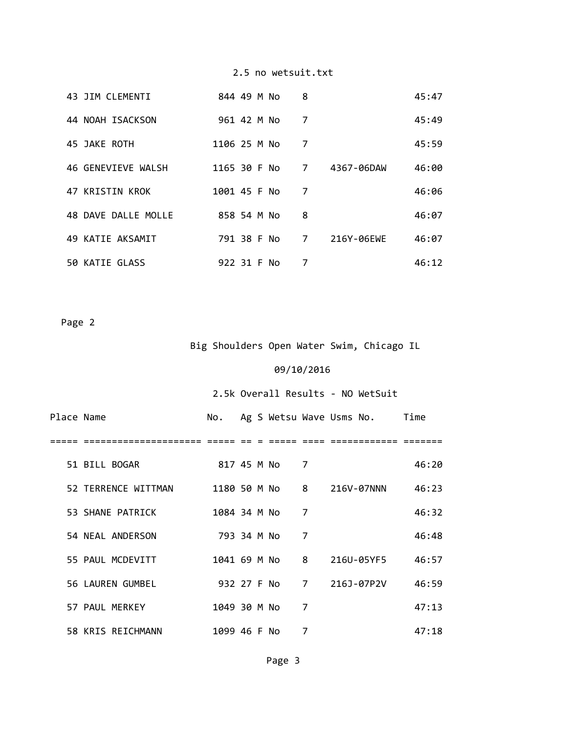| Place | Name | No. | Ag | S | Wetsu | Wave | Usms No. | Time |
|---|---|---|---|---|---|---|---|---|
| 43 | JIM CLEMENTI | 844 | 49 | M | No | 8 | | 45:47 |
| 44 | NOAH ISACKSON | 961 | 42 | M | No | 7 | | 45:49 |
| 45 | JAKE ROTH | 1106 | 25 | M | No | 7 | | 45:59 |
| 46 | GENEVIEVE WALSH | 1165 | 30 | F | No | 7 | 4367-06DAW | 46:00 |
| 47 | KRISTIN KROK | 1001 | 45 | F | No | 7 | | 46:06 |
| 48 | DAVE DALLE MOLLE | 858 | 54 | M | No | 8 | | 46:07 |
| 49 | KATIE AKSAMIT | 791 | 38 | F | No | 7 | 216Y-06EWE | 46:07 |
| 50 | KATIE GLASS | 922 | 31 | F | No | 7 | | 46:12 |

Page 2

Big Shoulders Open Water Swim, Chicago IL

09/10/2016

2.5k Overall Results - NO WetSuit

| Place | Name | No. | Ag | S | Wetsu | Wave | Usms No. | Time |
|---|---|---|---|---|---|---|---|---|
| 51 | BILL BOGAR | 817 | 45 | M | No | 7 | | 46:20 |
| 52 | TERRENCE WITTMAN | 1180 | 50 | M | No | 8 | 216V-07NNN | 46:23 |
| 53 | SHANE PATRICK | 1084 | 34 | M | No | 7 | | 46:32 |
| 54 | NEAL ANDERSON | 793 | 34 | M | No | 7 | | 46:48 |
| 55 | PAUL MCDEVITT | 1041 | 69 | M | No | 8 | 216U-05YF5 | 46:57 |
| 56 | LAUREN GUMBEL | 932 | 27 | F | No | 7 | 216J-07P2V | 46:59 |
| 57 | PAUL MERKEY | 1049 | 30 | M | No | 7 | | 47:13 |
| 58 | KRIS REICHMANN | 1099 | 46 | F | No | 7 | | 47:18 |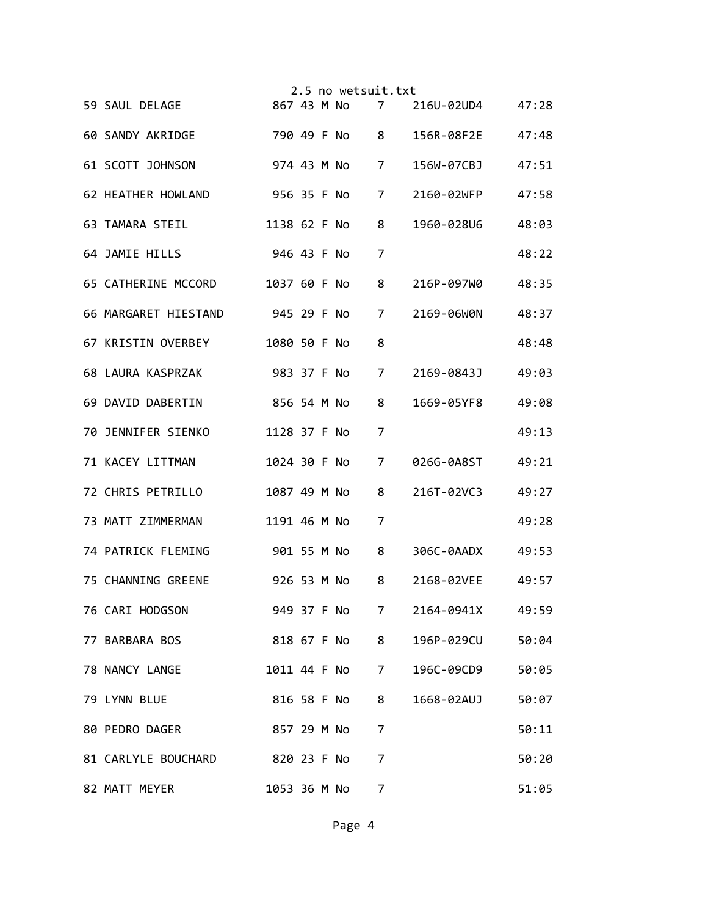| Place | Name | Bib | Age | Sex | Wetsuit | Division | ID | Time |
|---|---|---|---|---|---|---|---|---|
| 59 | SAUL DELAGE | 867 | 43 | M | No | 7 | 216U-02UD4 | 47:28 |
| 60 | SANDY AKRIDGE | 790 | 49 | F | No | 8 | 156R-08F2E | 47:48 |
| 61 | SCOTT JOHNSON | 974 | 43 | M | No | 7 | 156W-07CBJ | 47:51 |
| 62 | HEATHER HOWLAND | 956 | 35 | F | No | 7 | 2160-02WFP | 47:58 |
| 63 | TAMARA STEIL | 1138 | 62 | F | No | 8 | 1960-028U6 | 48:03 |
| 64 | JAMIE HILLS | 946 | 43 | F | No | 7 | | 48:22 |
| 65 | CATHERINE MCCORD | 1037 | 60 | F | No | 8 | 216P-097W0 | 48:35 |
| 66 | MARGARET HIESTAND | 945 | 29 | F | No | 7 | 2169-06W0N | 48:37 |
| 67 | KRISTIN OVERBEY | 1080 | 50 | F | No | 8 | | 48:48 |
| 68 | LAURA KASPRZAK | 983 | 37 | F | No | 7 | 2169-0843J | 49:03 |
| 69 | DAVID DABERTIN | 856 | 54 | M | No | 8 | 1669-05YF8 | 49:08 |
| 70 | JENNIFER SIENKO | 1128 | 37 | F | No | 7 | | 49:13 |
| 71 | KACEY LITTMAN | 1024 | 30 | F | No | 7 | 026G-0A8ST | 49:21 |
| 72 | CHRIS PETRILLO | 1087 | 49 | M | No | 8 | 216T-02VC3 | 49:27 |
| 73 | MATT ZIMMERMAN | 1191 | 46 | M | No | 7 | | 49:28 |
| 74 | PATRICK FLEMING | 901 | 55 | M | No | 8 | 306C-0AADX | 49:53 |
| 75 | CHANNING GREENE | 926 | 53 | M | No | 8 | 2168-02VEE | 49:57 |
| 76 | CARI HODGSON | 949 | 37 | F | No | 7 | 2164-0941X | 49:59 |
| 77 | BARBARA BOS | 818 | 67 | F | No | 8 | 196P-029CU | 50:04 |
| 78 | NANCY LANGE | 1011 | 44 | F | No | 7 | 196C-09CD9 | 50:05 |
| 79 | LYNN BLUE | 816 | 58 | F | No | 8 | 1668-02AUJ | 50:07 |
| 80 | PEDRO DAGER | 857 | 29 | M | No | 7 | | 50:11 |
| 81 | CARLYLE BOUCHARD | 820 | 23 | F | No | 7 | | 50:20 |
| 82 | MATT MEYER | 1053 | 36 | M | No | 7 | | 51:05 |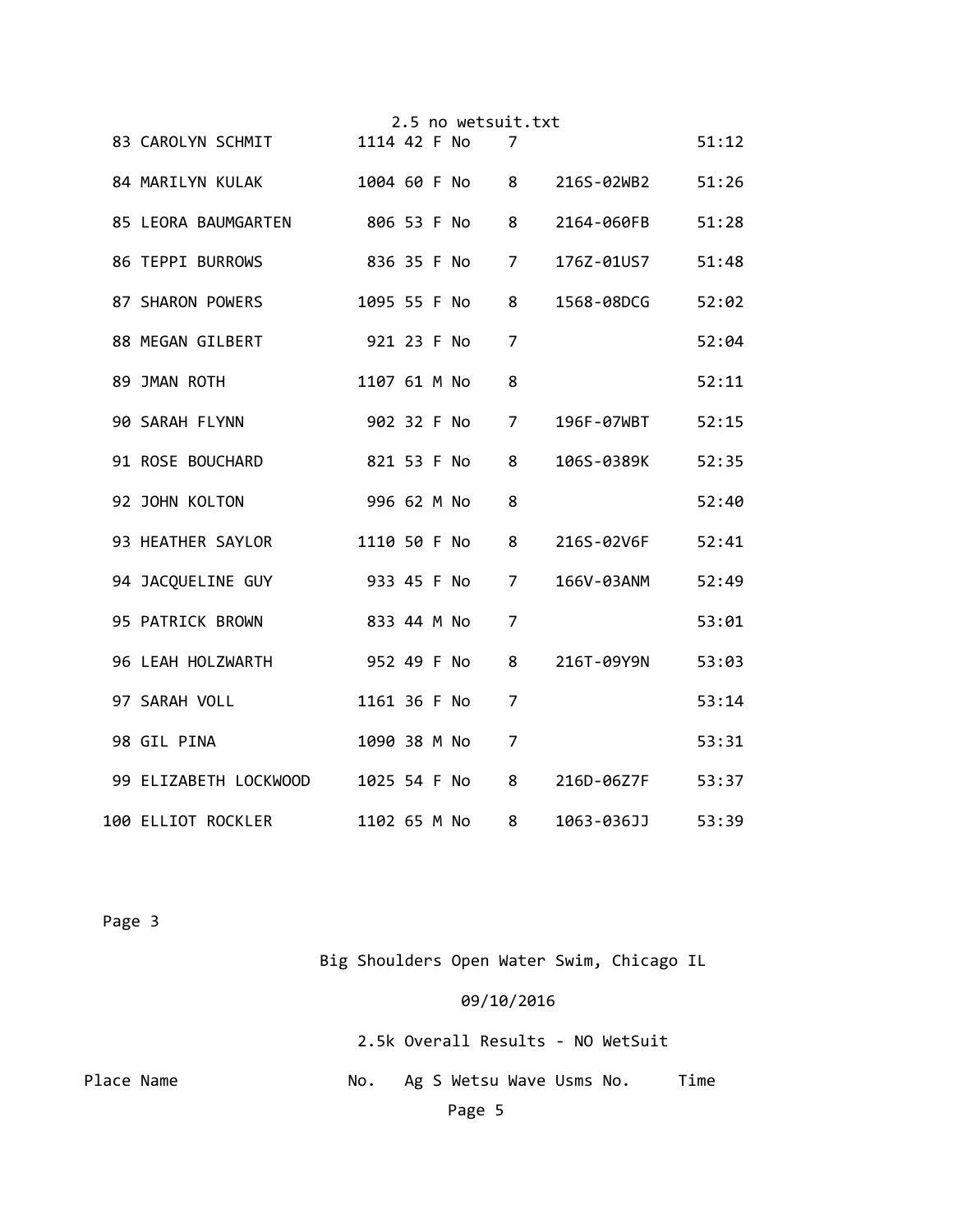| Place | Name | No. | Ag | S | Wetsu | Wave | Usms No. | Time |
|---|---|---|---|---|---|---|---|---|
| 83 | CAROLYN SCHMIT | 1114 | 42 | F | No | 7 | | 51:12 |
| 84 | MARILYN KULAK | 1004 | 60 | F | No | 8 | 216S-02WB2 | 51:26 |
| 85 | LEORA BAUMGARTEN | 806 | 53 | F | No | 8 | 2164-060FB | 51:28 |
| 86 | TEPPI BURROWS | 836 | 35 | F | No | 7 | 176Z-01US7 | 51:48 |
| 87 | SHARON POWERS | 1095 | 55 | F | No | 8 | 1568-08DCG | 52:02 |
| 88 | MEGAN GILBERT | 921 | 23 | F | No | 7 | | 52:04 |
| 89 | JMAN ROTH | 1107 | 61 | M | No | 8 | | 52:11 |
| 90 | SARAH FLYNN | 902 | 32 | F | No | 7 | 196F-07WBT | 52:15 |
| 91 | ROSE BOUCHARD | 821 | 53 | F | No | 8 | 106S-0389K | 52:35 |
| 92 | JOHN KOLTON | 996 | 62 | M | No | 8 | | 52:40 |
| 93 | HEATHER SAYLOR | 1110 | 50 | F | No | 8 | 216S-02V6F | 52:41 |
| 94 | JACQUELINE GUY | 933 | 45 | F | No | 7 | 166V-03ANM | 52:49 |
| 95 | PATRICK BROWN | 833 | 44 | M | No | 7 | | 53:01 |
| 96 | LEAH HOLZWARTH | 952 | 49 | F | No | 8 | 216T-09Y9N | 53:03 |
| 97 | SARAH VOLL | 1161 | 36 | F | No | 7 | | 53:14 |
| 98 | GIL PINA | 1090 | 38 | M | No | 7 | | 53:31 |
| 99 | ELIZABETH LOCKWOOD | 1025 | 54 | F | No | 8 | 216D-06Z7F | 53:37 |
| 100 | ELLIOT ROCKLER | 1102 | 65 | M | No | 8 | 1063-036JJ | 53:39 |

Page 3

Big Shoulders Open Water Swim, Chicago IL

09/10/2016

2.5k Overall Results - NO WetSuit

| Place | Name | No. | Ag | S | Wetsu | Wave | Usms No. | Time |
|---|---|---|---|---|---|---|---|---|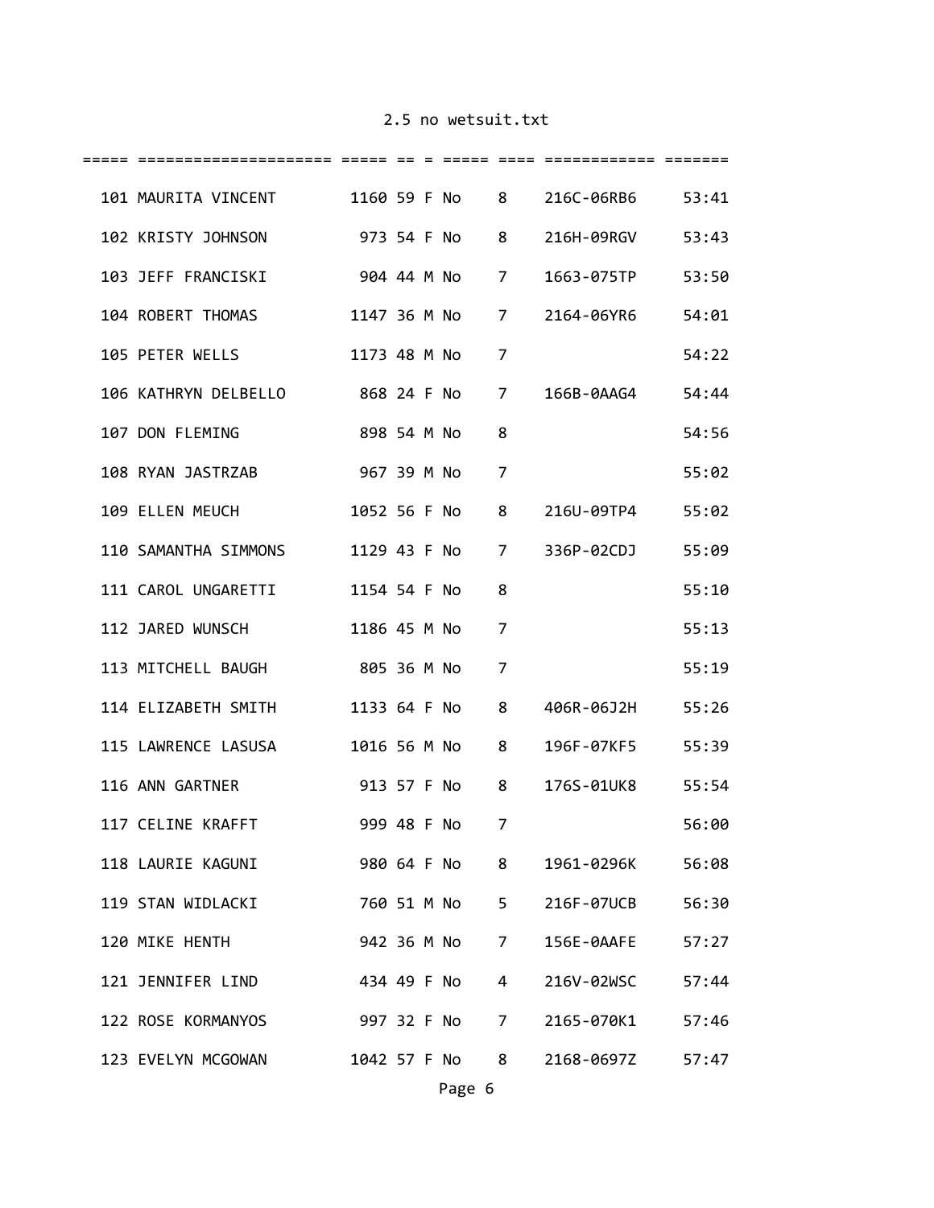2.5 no wetsuit.txt

| | | | | | | | | |
|---|---|---|---|---|---|---|---|---|
| 101 | MAURITA VINCENT | 1160 | 59 | F | No | 8 | 216C-06RB6 | 53:41 |
| 102 | KRISTY JOHNSON | 973 | 54 | F | No | 8 | 216H-09RGV | 53:43 |
| 103 | JEFF FRANCISKI | 904 | 44 | M | No | 7 | 1663-075TP | 53:50 |
| 104 | ROBERT THOMAS | 1147 | 36 | M | No | 7 | 2164-06YR6 | 54:01 |
| 105 | PETER WELLS | 1173 | 48 | M | No | 7 | | 54:22 |
| 106 | KATHRYN DELBELLO | 868 | 24 | F | No | 7 | 166B-0AAG4 | 54:44 |
| 107 | DON FLEMING | 898 | 54 | M | No | 8 | | 54:56 |
| 108 | RYAN JASTRZAB | 967 | 39 | M | No | 7 | | 55:02 |
| 109 | ELLEN MEUCH | 1052 | 56 | F | No | 8 | 216U-09TP4 | 55:02 |
| 110 | SAMANTHA SIMMONS | 1129 | 43 | F | No | 7 | 336P-02CDJ | 55:09 |
| 111 | CAROL UNGARETTI | 1154 | 54 | F | No | 8 | | 55:10 |
| 112 | JARED WUNSCH | 1186 | 45 | M | No | 7 | | 55:13 |
| 113 | MITCHELL BAUGH | 805 | 36 | M | No | 7 | | 55:19 |
| 114 | ELIZABETH SMITH | 1133 | 64 | F | No | 8 | 406R-06J2H | 55:26 |
| 115 | LAWRENCE LASUSA | 1016 | 56 | M | No | 8 | 196F-07KF5 | 55:39 |
| 116 | ANN GARTNER | 913 | 57 | F | No | 8 | 176S-01UK8 | 55:54 |
| 117 | CELINE KRAFFT | 999 | 48 | F | No | 7 | | 56:00 |
| 118 | LAURIE KAGUNI | 980 | 64 | F | No | 8 | 1961-0296K | 56:08 |
| 119 | STAN WIDLACKI | 760 | 51 | M | No | 5 | 216F-07UCB | 56:30 |
| 120 | MIKE HENTH | 942 | 36 | M | No | 7 | 156E-0AAFE | 57:27 |
| 121 | JENNIFER LIND | 434 | 49 | F | No | 4 | 216V-02WSC | 57:44 |
| 122 | ROSE KORMANYOS | 997 | 32 | F | No | 7 | 2165-070K1 | 57:46 |
| 123 | EVELYN MCGOWAN | 1042 | 57 | F | No | 8 | 2168-0697Z | 57:47 |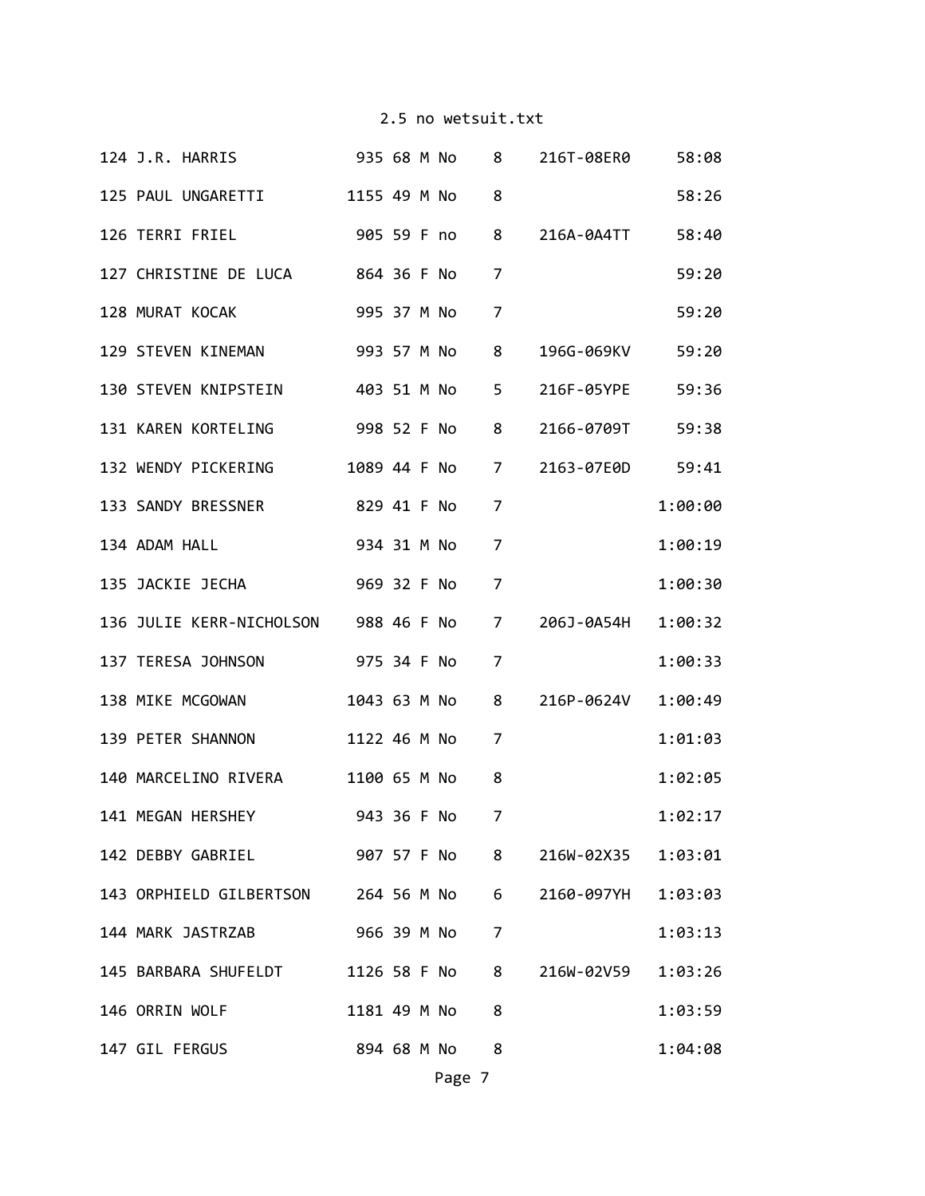| Place | Name | Bib | Age | Sex | Wetsuit | | Chip | Time |
|---|---|---|---|---|---|---|---|---|
| 124 | J.R. HARRIS | 935 | 68 | M | No | 8 | 216T-08ER0 | 58:08 |
| 125 | PAUL UNGARETTI | 1155 | 49 | M | No | 8 | | 58:26 |
| 126 | TERRI FRIEL | 905 | 59 | F | no | 8 | 216A-0A4TT | 58:40 |
| 127 | CHRISTINE DE LUCA | 864 | 36 | F | No | 7 | | 59:20 |
| 128 | MURAT KOCAK | 995 | 37 | M | No | 7 | | 59:20 |
| 129 | STEVEN KINEMAN | 993 | 57 | M | No | 8 | 196G-069KV | 59:20 |
| 130 | STEVEN KNIPSTEIN | 403 | 51 | M | No | 5 | 216F-05YPE | 59:36 |
| 131 | KAREN KORTELING | 998 | 52 | F | No | 8 | 2166-0709T | 59:38 |
| 132 | WENDY PICKERING | 1089 | 44 | F | No | 7 | 2163-07E0D | 59:41 |
| 133 | SANDY BRESSNER | 829 | 41 | F | No | 7 | | 1:00:00 |
| 134 | ADAM HALL | 934 | 31 | M | No | 7 | | 1:00:19 |
| 135 | JACKIE JECHA | 969 | 32 | F | No | 7 | | 1:00:30 |
| 136 | JULIE KERR-NICHOLSON | 988 | 46 | F | No | 7 | 206J-0A54H | 1:00:32 |
| 137 | TERESA JOHNSON | 975 | 34 | F | No | 7 | | 1:00:33 |
| 138 | MIKE MCGOWAN | 1043 | 63 | M | No | 8 | 216P-0624V | 1:00:49 |
| 139 | PETER SHANNON | 1122 | 46 | M | No | 7 | | 1:01:03 |
| 140 | MARCELINO RIVERA | 1100 | 65 | M | No | 8 | | 1:02:05 |
| 141 | MEGAN HERSHEY | 943 | 36 | F | No | 7 | | 1:02:17 |
| 142 | DEBBY GABRIEL | 907 | 57 | F | No | 8 | 216W-02X35 | 1:03:01 |
| 143 | ORPHIELD GILBERTSON | 264 | 56 | M | No | 6 | 2160-097YH | 1:03:03 |
| 144 | MARK JASTRZAB | 966 | 39 | M | No | 7 | | 1:03:13 |
| 145 | BARBARA SHUFELDT | 1126 | 58 | F | No | 8 | 216W-02V59 | 1:03:26 |
| 146 | ORRIN WOLF | 1181 | 49 | M | No | 8 | | 1:03:59 |
| 147 | GIL FERGUS | 894 | 68 | M | No | 8 | | 1:04:08 |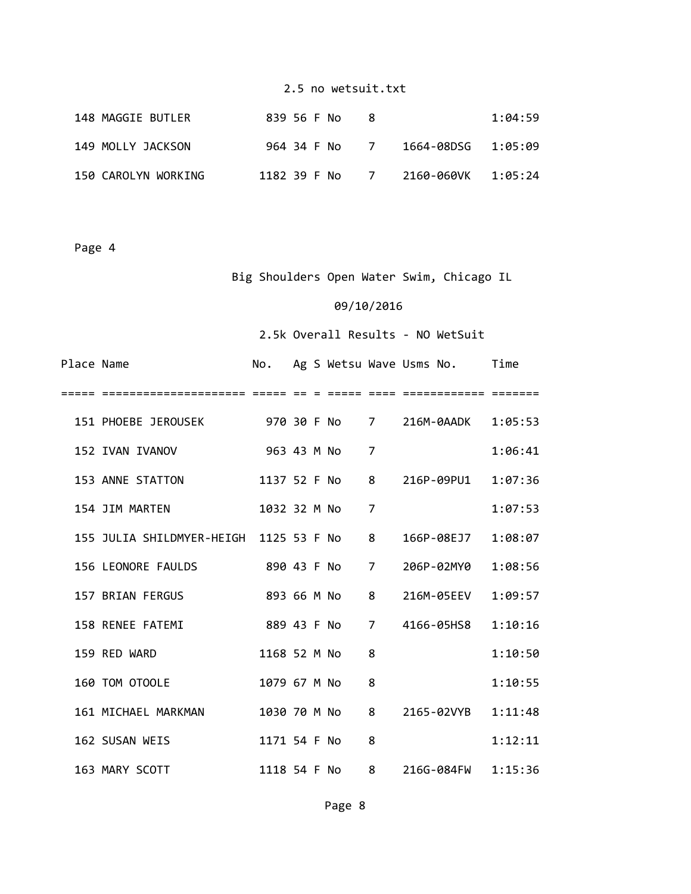| Place | Name | No. | Ag | S | Wetsu | Wave | Usms No. | Time |
|---|---|---|---|---|---|---|---|---|
| 148 | MAGGIE BUTLER | 839 | 56 | F | No | 8 | | 1:04:59 |
| 149 | MOLLY JACKSON | 964 | 34 | F | No | 7 | 1664-08DSG | 1:05:09 |
| 150 | CAROLYN WORKING | 1182 | 39 | F | No | 7 | 2160-060VK | 1:05:24 |

Page 4

Big Shoulders Open Water Swim, Chicago IL

09/10/2016

2.5k Overall Results - NO WetSuit

| Place | Name | No. | Ag | S | Wetsu | Wave | Usms No. | Time |
|---|---|---|---|---|---|---|---|---|
| 151 | PHOEBE JEROUSEK | 970 | 30 | F | No | 7 | 216M-0AADK | 1:05:53 |
| 152 | IVAN IVANOV | 963 | 43 | M | No | 7 | | 1:06:41 |
| 153 | ANNE STATTON | 1137 | 52 | F | No | 8 | 216P-09PU1 | 1:07:36 |
| 154 | JIM MARTEN | 1032 | 32 | M | No | 7 | | 1:07:53 |
| 155 | JULIA SHILDMYER-HEIGH | 1125 | 53 | F | No | 8 | 166P-08EJ7 | 1:08:07 |
| 156 | LEONORE FAULDS | 890 | 43 | F | No | 7 | 206P-02MY0 | 1:08:56 |
| 157 | BRIAN FERGUS | 893 | 66 | M | No | 8 | 216M-05EEV | 1:09:57 |
| 158 | RENEE FATEMI | 889 | 43 | F | No | 7 | 4166-05HS8 | 1:10:16 |
| 159 | RED WARD | 1168 | 52 | M | No | 8 | | 1:10:50 |
| 160 | TOM OTOOLE | 1079 | 67 | M | No | 8 | | 1:10:55 |
| 161 | MICHAEL MARKMAN | 1030 | 70 | M | No | 8 | 2165-02VYB | 1:11:48 |
| 162 | SUSAN WEIS | 1171 | 54 | F | No | 8 | | 1:12:11 |
| 163 | MARY SCOTT | 1118 | 54 | F | No | 8 | 216G-084FW | 1:15:36 |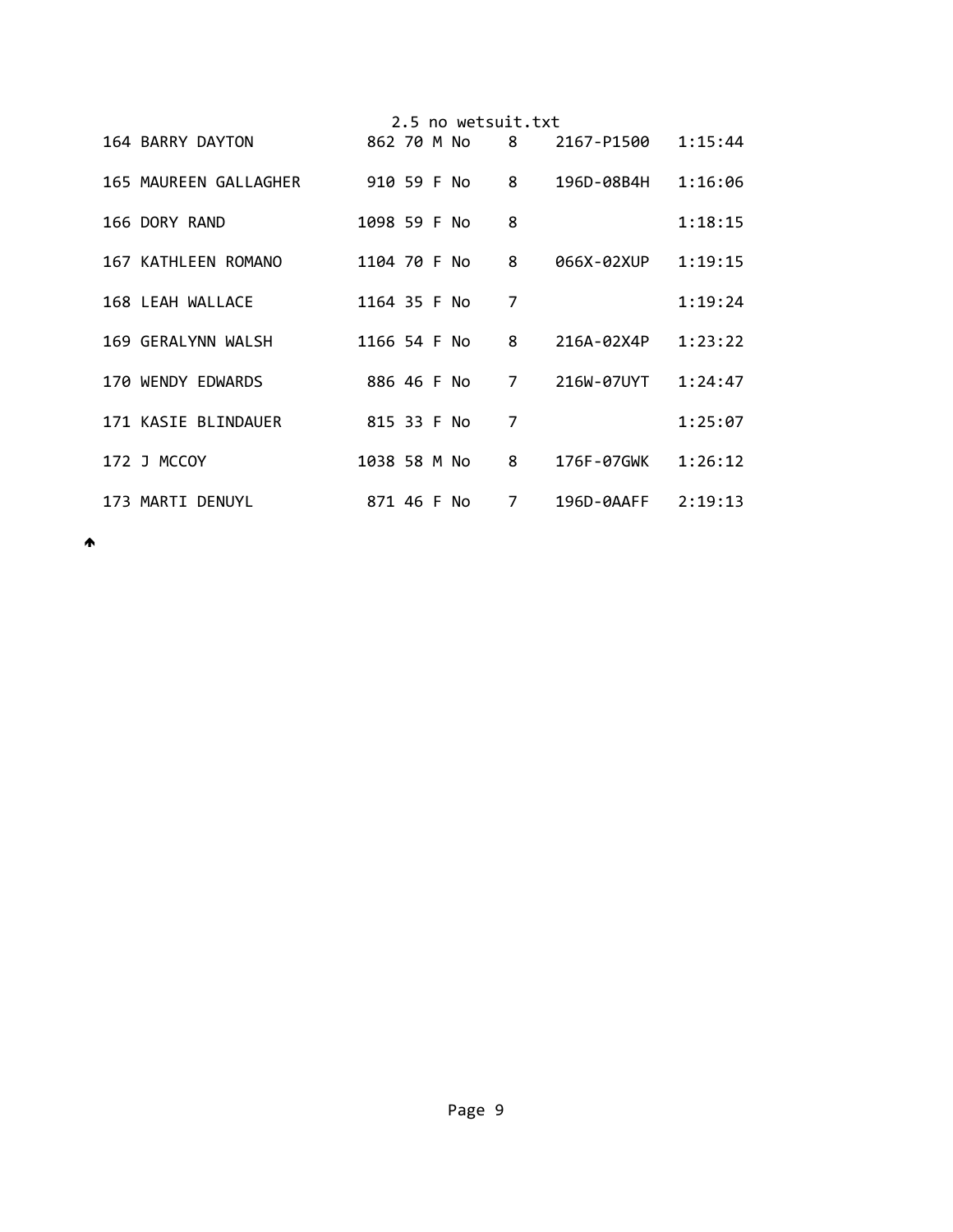| | | | | | | | | |
|---|---|---|---|---|---|---|---|---|
| 164 | BARRY DAYTON | 862 | 70 | M | No | 8 | 2167-P1500 | 1:15:44 |
| 165 | MAUREEN GALLAGHER | 910 | 59 | F | No | 8 | 196D-08B4H | 1:16:06 |
| 166 | DORY RAND | 1098 | 59 | F | No | 8 | | 1:18:15 |
| 167 | KATHLEEN ROMANO | 1104 | 70 | F | No | 8 | 066X-02XUP | 1:19:15 |
| 168 | LEAH WALLACE | 1164 | 35 | F | No | 7 | | 1:19:24 |
| 169 | GERALYNN WALSH | 1166 | 54 | F | No | 8 | 216A-02X4P | 1:23:22 |
| 170 | WENDY EDWARDS | 886 | 46 | F | No | 7 | 216W-07UYT | 1:24:47 |
| 171 | KASIE BLINDAUER | 815 | 33 | F | No | 7 | | 1:25:07 |
| 172 | J MCCOY | 1038 | 58 | M | No | 8 | 176F-07GWK | 1:26:12 |
| 173 | MARTI DENUYL | 871 | 46 | F | No | 7 | 196D-0AAFF | 2:19:13 |